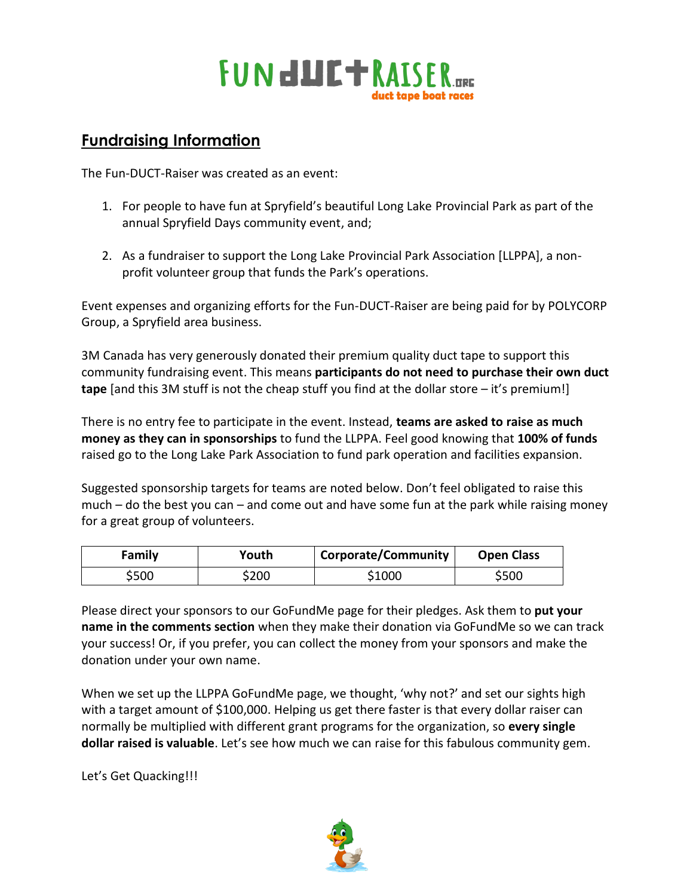# FUN DUCT RAISER.ORG
duct tape boat races

## Fundraising Information

The Fun-DUCT-Raiser was created as an event:

1. For people to have fun at Spryfield's beautiful Long Lake Provincial Park as part of the annual Spryfield Days community event, and;

2. As a fundraiser to support the Long Lake Provincial Park Association [LLPPA], a non-profit volunteer group that funds the Park's operations.

Event expenses and organizing efforts for the Fun-DUCT-Raiser are being paid for by POLYCORP Group, a Spryfield area business.

3M Canada has very generously donated their premium quality duct tape to support this community fundraising event. This means **participants do not need to purchase their own duct tape** [and this 3M stuff is not the cheap stuff you find at the dollar store – it's premium!]

There is no entry fee to participate in the event. Instead, **teams are asked to raise as much money as they can in sponsorships** to fund the LLPPA. Feel good knowing that **100% of funds** raised go to the Long Lake Park Association to fund park operation and facilities expansion.

Suggested sponsorship targets for teams are noted below. Don't feel obligated to raise this much – do the best you can – and come out and have some fun at the park while raising money for a great group of volunteers.

| Family | Youth | Corporate/Community | Open Class |
|---|---|---|---|
| $500 | $200 | $1000 | $500 |

Please direct your sponsors to our GoFundMe page for their pledges. Ask them to **put your name in the comments section** when they make their donation via GoFundMe so we can track your success! Or, if you prefer, you can collect the money from your sponsors and make the donation under your own name.

When we set up the LLPPA GoFundMe page, we thought, 'why not?' and set our sights high with a target amount of $100,000. Helping us get there faster is that every dollar raiser can normally be multiplied with different grant programs for the organization, so **every single dollar raised is valuable**. Let's see how much we can raise for this fabulous community gem.

Let's Get Quacking!!!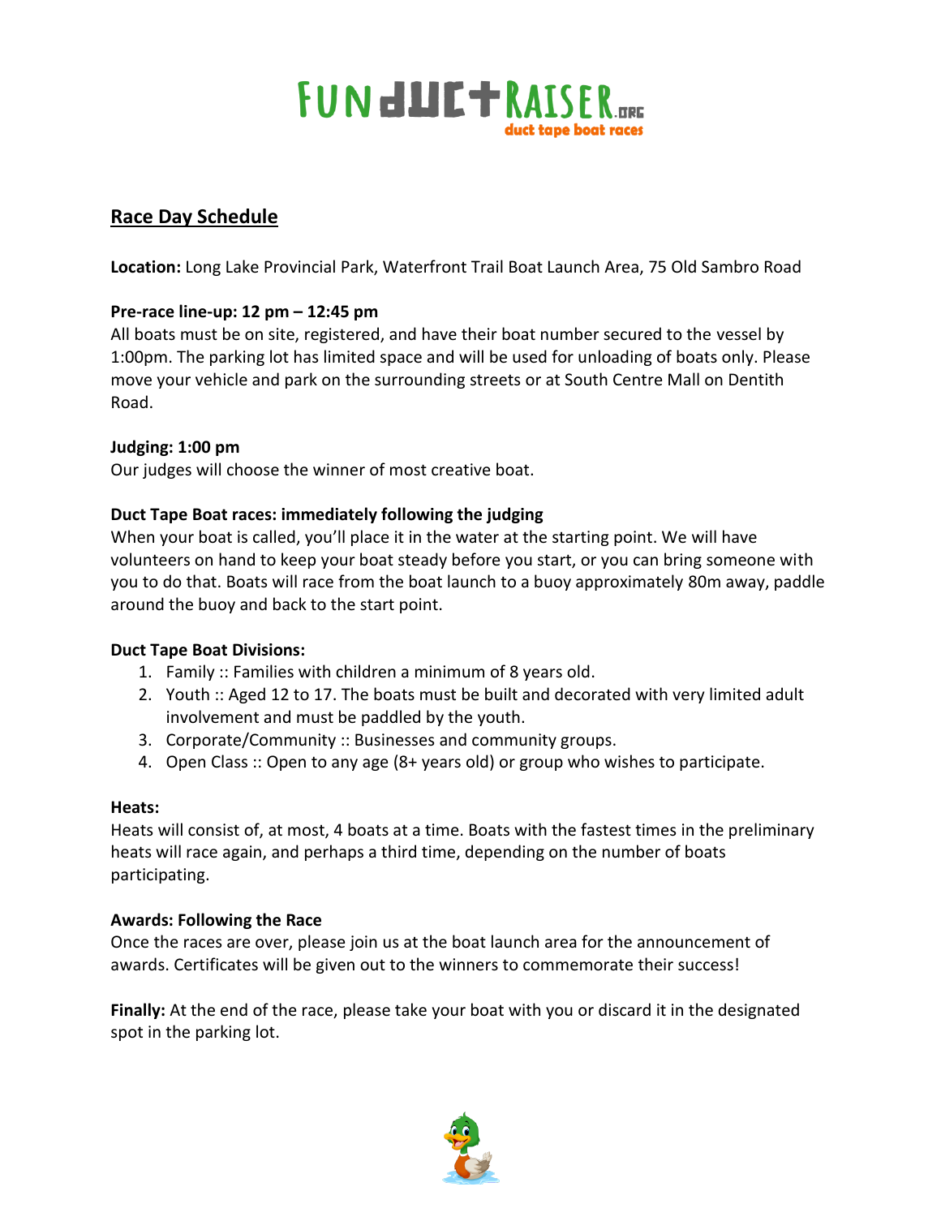# FUNDUCTRAISER.ORG
duct tape boat races

## Race Day Schedule

**Location:** Long Lake Provincial Park, Waterfront Trail Boat Launch Area, 75 Old Sambro Road

**Pre-race line-up: 12 pm – 12:45 pm**
All boats must be on site, registered, and have their boat number secured to the vessel by 1:00pm. The parking lot has limited space and will be used for unloading of boats only. Please move your vehicle and park on the surrounding streets or at South Centre Mall on Dentith Road.

**Judging: 1:00 pm**
Our judges will choose the winner of most creative boat.

**Duct Tape Boat races: immediately following the judging**
When your boat is called, you'll place it in the water at the starting point. We will have volunteers on hand to keep your boat steady before you start, or you can bring someone with you to do that. Boats will race from the boat launch to a buoy approximately 80m away, paddle around the buoy and back to the start point.

**Duct Tape Boat Divisions:**

1. Family :: Families with children a minimum of 8 years old.
2. Youth :: Aged 12 to 17. The boats must be built and decorated with very limited adult involvement and must be paddled by the youth.
3. Corporate/Community :: Businesses and community groups.
4. Open Class :: Open to any age (8+ years old) or group who wishes to participate.

**Heats:**
Heats will consist of, at most, 4 boats at a time. Boats with the fastest times in the preliminary heats will race again, and perhaps a third time, depending on the number of boats participating.

**Awards: Following the Race**
Once the races are over, please join us at the boat launch area for the announcement of awards. Certificates will be given out to the winners to commemorate their success!

**Finally:** At the end of the race, please take your boat with you or discard it in the designated spot in the parking lot.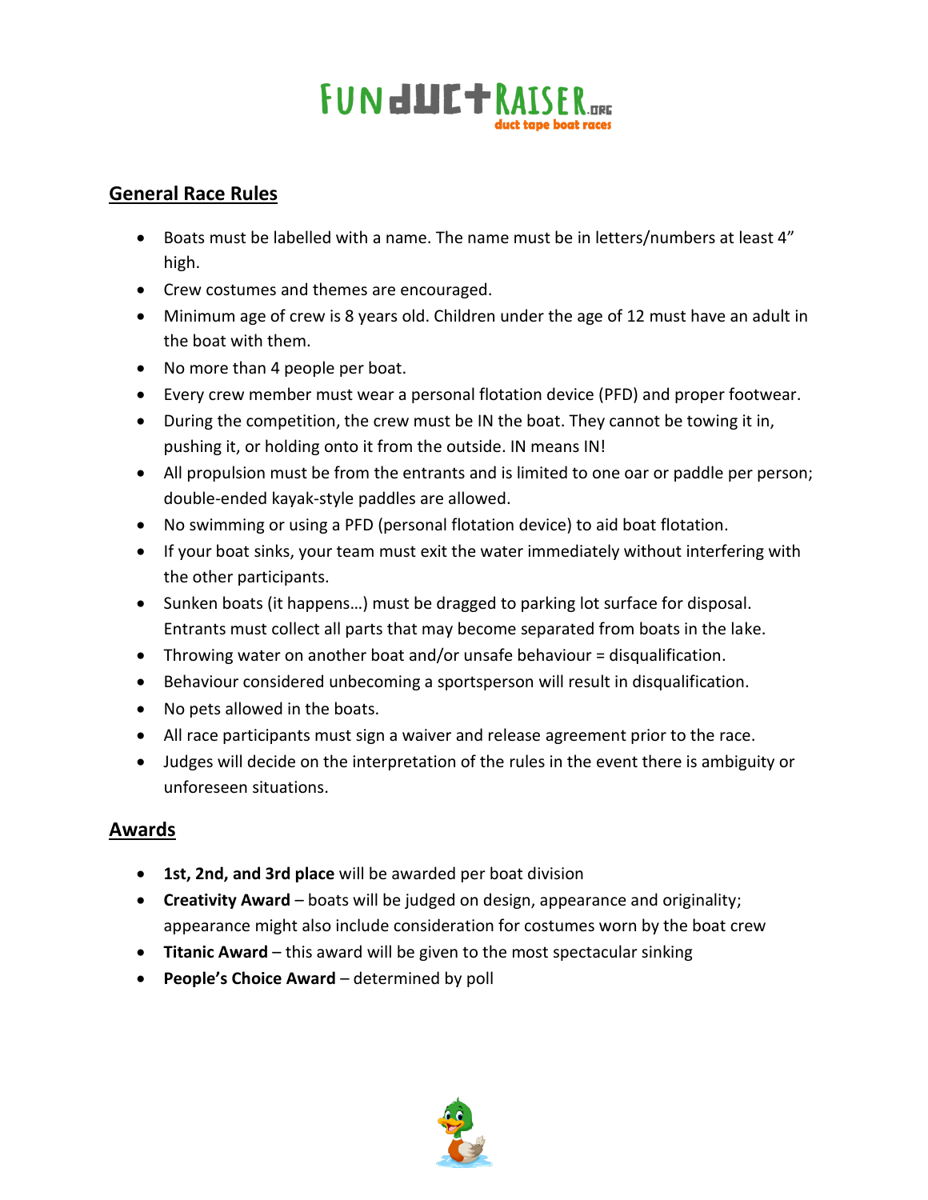## General Race Rules

- Boats must be labelled with a name. The name must be in letters/numbers at least 4" high.
- Crew costumes and themes are encouraged.
- Minimum age of crew is 8 years old. Children under the age of 12 must have an adult in the boat with them.
- No more than 4 people per boat.
- Every crew member must wear a personal flotation device (PFD) and proper footwear.
- During the competition, the crew must be IN the boat. They cannot be towing it in, pushing it, or holding onto it from the outside. IN means IN!
- All propulsion must be from the entrants and is limited to one oar or paddle per person; double-ended kayak-style paddles are allowed.
- No swimming or using a PFD (personal flotation device) to aid boat flotation.
- If your boat sinks, your team must exit the water immediately without interfering with the other participants.
- Sunken boats (it happens…) must be dragged to parking lot surface for disposal. Entrants must collect all parts that may become separated from boats in the lake.
- Throwing water on another boat and/or unsafe behaviour = disqualification.
- Behaviour considered unbecoming a sportsperson will result in disqualification.
- No pets allowed in the boats.
- All race participants must sign a waiver and release agreement prior to the race.
- Judges will decide on the interpretation of the rules in the event there is ambiguity or unforeseen situations.

## Awards

- **1st, 2nd, and 3rd place** will be awarded per boat division
- **Creativity Award** – boats will be judged on design, appearance and originality; appearance might also include consideration for costumes worn by the boat crew
- **Titanic Award** – this award will be given to the most spectacular sinking
- **People's Choice Award** – determined by poll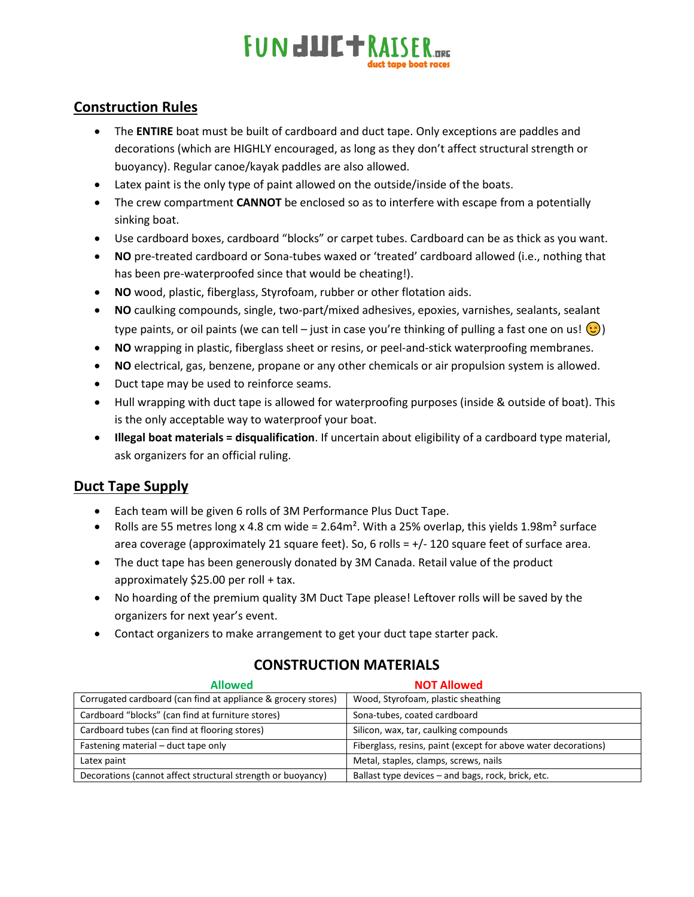FUN DUCT RAISER.ORG
duct tape boat races

## Construction Rules

- The **ENTIRE** boat must be built of cardboard and duct tape. Only exceptions are paddles and decorations (which are HIGHLY encouraged, as long as they don't affect structural strength or buoyancy). Regular canoe/kayak paddles are also allowed.
- Latex paint is the only type of paint allowed on the outside/inside of the boats.
- The crew compartment **CANNOT** be enclosed so as to interfere with escape from a potentially sinking boat.
- Use cardboard boxes, cardboard "blocks" or carpet tubes. Cardboard can be as thick as you want.
- **NO** pre-treated cardboard or Sona-tubes waxed or 'treated' cardboard allowed (i.e., nothing that has been pre-waterproofed since that would be cheating!).
- **NO** wood, plastic, fiberglass, Styrofoam, rubber or other flotation aids.
- **NO** caulking compounds, single, two-part/mixed adhesives, epoxies, varnishes, sealants, sealant type paints, or oil paints (we can tell – just in case you're thinking of pulling a fast one on us! 😉)
- **NO** wrapping in plastic, fiberglass sheet or resins, or peel-and-stick waterproofing membranes.
- **NO** electrical, gas, benzene, propane or any other chemicals or air propulsion system is allowed.
- Duct tape may be used to reinforce seams.
- Hull wrapping with duct tape is allowed for waterproofing purposes (inside & outside of boat). This is the only acceptable way to waterproof your boat.
- **Illegal boat materials = disqualification**. If uncertain about eligibility of a cardboard type material, ask organizers for an official ruling.

## Duct Tape Supply

- Each team will be given 6 rolls of 3M Performance Plus Duct Tape.
- Rolls are 55 metres long x 4.8 cm wide = 2.64m². With a 25% overlap, this yields 1.98m² surface area coverage (approximately 21 square feet). So, 6 rolls = +/- 120 square feet of surface area.
- The duct tape has been generously donated by 3M Canada. Retail value of the product approximately $25.00 per roll + tax.
- No hoarding of the premium quality 3M Duct Tape please! Leftover rolls will be saved by the organizers for next year's event.
- Contact organizers to make arrangement to get your duct tape starter pack.

## CONSTRUCTION MATERIALS

| Allowed | NOT Allowed |
|---|---|
| Corrugated cardboard (can find at appliance & grocery stores) | Wood, Styrofoam, plastic sheathing |
| Cardboard "blocks" (can find at furniture stores) | Sona-tubes, coated cardboard |
| Cardboard tubes (can find at flooring stores) | Silicon, wax, tar, caulking compounds |
| Fastening material – duct tape only | Fiberglass, resins, paint (except for above water decorations) |
| Latex paint | Metal, staples, clamps, screws, nails |
| Decorations (cannot affect structural strength or buoyancy) | Ballast type devices – and bags, rock, brick, etc. |